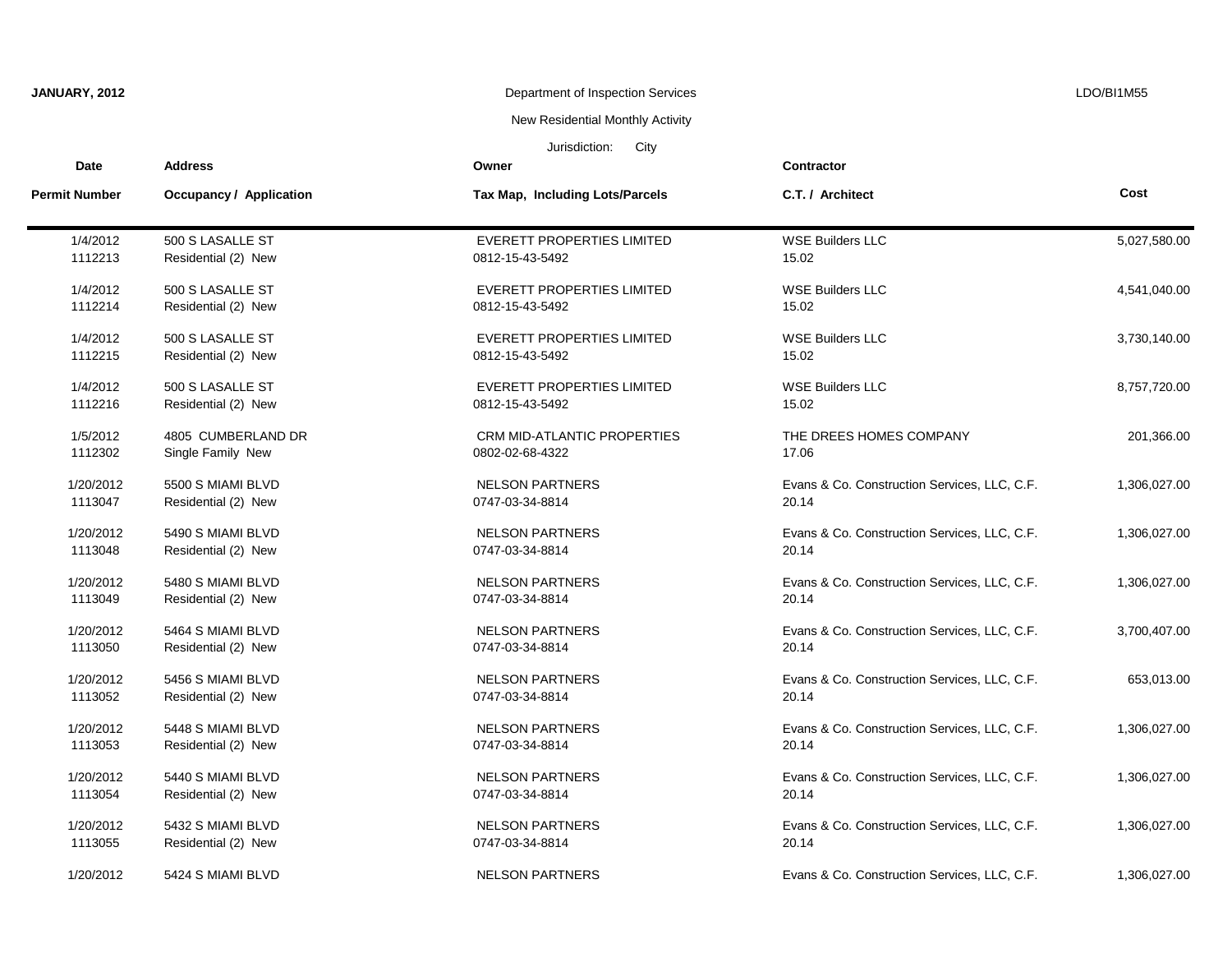**JANUARY, 2012**

Department of Inspection Services

New Residential Monthly Activity

Jurisdiction: City

LDO/BI1M55

| Date / Permit Number | Address / Occupancy / Application | Owner / Tax Map, Including Lots/Parcels | Contractor / C.T. / Architect | Cost |
|---|---|---|---|---|
| 1/4/2012<br>1112213 | 500 S LASALLE ST<br>Residential (2) New | EVERETT PROPERTIES LIMITED<br>0812-15-43-5492 | WSE Builders LLC<br>15.02 | 5,027,580.00 |
| 1/4/2012<br>1112214 | 500 S LASALLE ST<br>Residential (2) New | EVERETT PROPERTIES LIMITED<br>0812-15-43-5492 | WSE Builders LLC<br>15.02 | 4,541,040.00 |
| 1/4/2012<br>1112215 | 500 S LASALLE ST<br>Residential (2) New | EVERETT PROPERTIES LIMITED<br>0812-15-43-5492 | WSE Builders LLC<br>15.02 | 3,730,140.00 |
| 1/4/2012<br>1112216 | 500 S LASALLE ST<br>Residential (2) New | EVERETT PROPERTIES LIMITED<br>0812-15-43-5492 | WSE Builders LLC<br>15.02 | 8,757,720.00 |
| 1/5/2012<br>1112302 | 4805 CUMBERLAND DR<br>Single Family New | CRM MID-ATLANTIC PROPERTIES<br>0802-02-68-4322 | THE DREES HOMES COMPANY<br>17.06 | 201,366.00 |
| 1/20/2012<br>1113047 | 5500 S MIAMI BLVD<br>Residential (2) New | NELSON PARTNERS<br>0747-03-34-8814 | Evans & Co. Construction Services, LLC, C.F.<br>20.14 | 1,306,027.00 |
| 1/20/2012<br>1113048 | 5490 S MIAMI BLVD<br>Residential (2) New | NELSON PARTNERS<br>0747-03-34-8814 | Evans & Co. Construction Services, LLC, C.F.<br>20.14 | 1,306,027.00 |
| 1/20/2012<br>1113049 | 5480 S MIAMI BLVD<br>Residential (2) New | NELSON PARTNERS<br>0747-03-34-8814 | Evans & Co. Construction Services, LLC, C.F.<br>20.14 | 1,306,027.00 |
| 1/20/2012<br>1113050 | 5464 S MIAMI BLVD<br>Residential (2) New | NELSON PARTNERS<br>0747-03-34-8814 | Evans & Co. Construction Services, LLC, C.F.<br>20.14 | 3,700,407.00 |
| 1/20/2012<br>1113052 | 5456 S MIAMI BLVD<br>Residential (2) New | NELSON PARTNERS<br>0747-03-34-8814 | Evans & Co. Construction Services, LLC, C.F.<br>20.14 | 653,013.00 |
| 1/20/2012<br>1113053 | 5448 S MIAMI BLVD<br>Residential (2) New | NELSON PARTNERS<br>0747-03-34-8814 | Evans & Co. Construction Services, LLC, C.F.<br>20.14 | 1,306,027.00 |
| 1/20/2012<br>1113054 | 5440 S MIAMI BLVD<br>Residential (2) New | NELSON PARTNERS<br>0747-03-34-8814 | Evans & Co. Construction Services, LLC, C.F.<br>20.14 | 1,306,027.00 |
| 1/20/2012<br>1113055 | 5432 S MIAMI BLVD<br>Residential (2) New | NELSON PARTNERS<br>0747-03-34-8814 | Evans & Co. Construction Services, LLC, C.F.<br>20.14 | 1,306,027.00 |
| 1/20/2012 | 5424 S MIAMI BLVD | NELSON PARTNERS | Evans & Co. Construction Services, LLC, C.F. | 1,306,027.00 |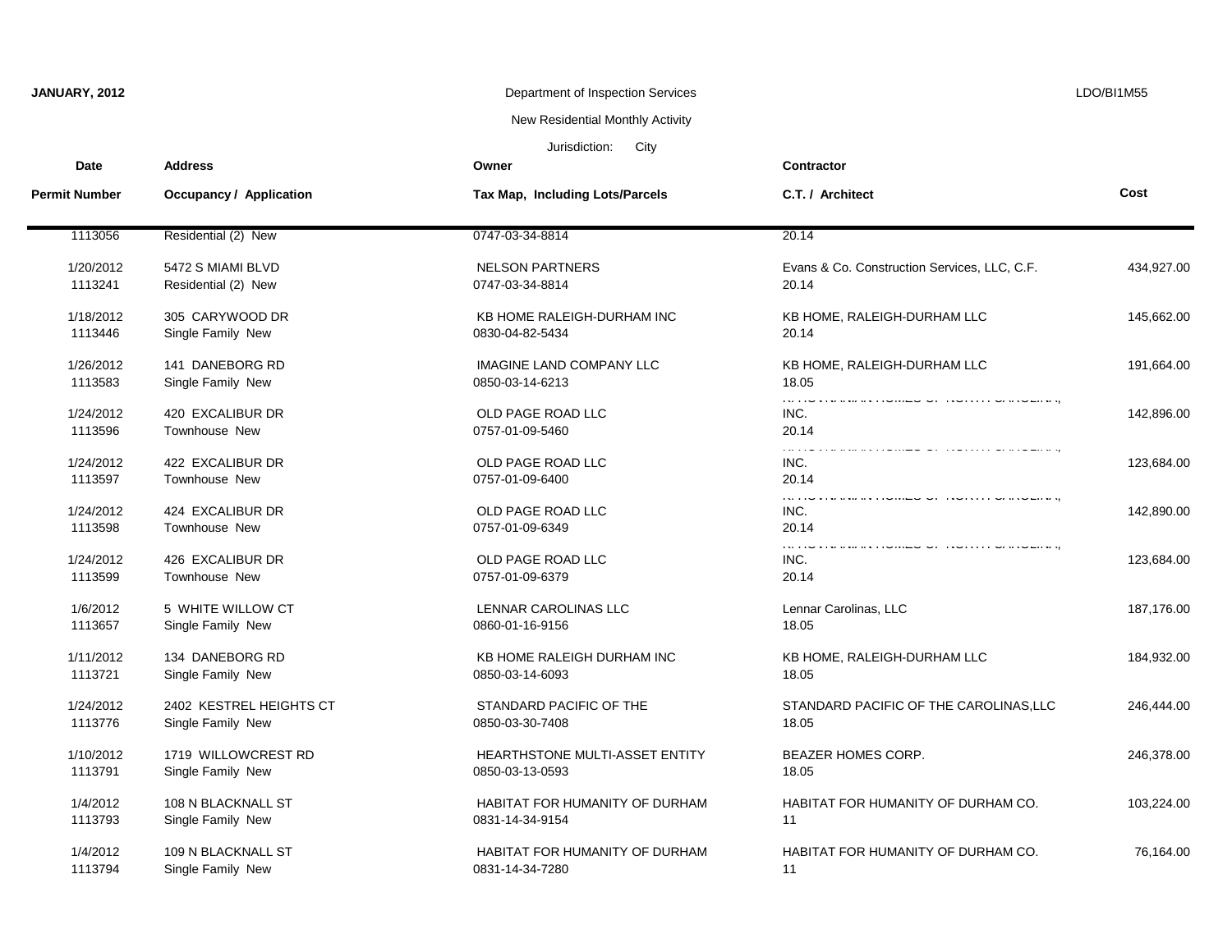**JANUARY, 2012**

Department of Inspection Services

New Residential Monthly Activity

Jurisdiction: City

LDO/BI1M55

| Date / Permit Number | Address / Occupancy / Application | Owner / Tax Map, Including Lots/Parcels | Contractor / C.T. / Architect | Cost |
|---|---|---|---|---|
| 1113056 | Residential (2) New | 0747-03-34-8814 | 20.14 | |
| 1/20/2012<br>1113241 | 5472 S MIAMI BLVD<br>Residential (2) New | NELSON PARTNERS<br>0747-03-34-8814 | Evans & Co. Construction Services, LLC, C.F.<br>20.14 | 434,927.00 |
| 1/18/2012<br>1113446 | 305 CARYWOOD DR<br>Single Family New | KB HOME RALEIGH-DURHAM INC<br>0830-04-82-5434 | KB HOME, RALEIGH-DURHAM LLC<br>20.14 | 145,662.00 |
| 1/26/2012<br>1113583 | 141 DANEBORG RD<br>Single Family New | IMAGINE LAND COMPANY LLC<br>0850-03-14-6213 | KB HOME, RALEIGH-DURHAM LLC<br>18.05 | 191,664.00 |
| 1/24/2012<br>1113596 | 420 EXCALIBUR DR<br>Townhouse New | OLD PAGE ROAD LLC<br>0757-01-09-5460 | K. HOVNANIAN HOMES OF NORTH CAROLINA, INC.<br>20.14 | 142,896.00 |
| 1/24/2012<br>1113597 | 422 EXCALIBUR DR<br>Townhouse New | OLD PAGE ROAD LLC<br>0757-01-09-6400 | K. HOVNANIAN HOMES OF NORTH CAROLINA, INC.<br>20.14 | 123,684.00 |
| 1/24/2012<br>1113598 | 424 EXCALIBUR DR<br>Townhouse New | OLD PAGE ROAD LLC<br>0757-01-09-6349 | K. HOVNANIAN HOMES OF NORTH CAROLINA, INC.<br>20.14 | 142,890.00 |
| 1/24/2012<br>1113599 | 426 EXCALIBUR DR<br>Townhouse New | OLD PAGE ROAD LLC<br>0757-01-09-6379 | K. HOVNANIAN HOMES OF NORTH CAROLINA, INC.<br>20.14 | 123,684.00 |
| 1/6/2012<br>1113657 | 5 WHITE WILLOW CT<br>Single Family New | LENNAR CAROLINAS LLC<br>0860-01-16-9156 | Lennar Carolinas, LLC<br>18.05 | 187,176.00 |
| 1/11/2012<br>1113721 | 134 DANEBORG RD<br>Single Family New | KB HOME RALEIGH DURHAM INC<br>0850-03-14-6093 | KB HOME, RALEIGH-DURHAM LLC<br>18.05 | 184,932.00 |
| 1/24/2012<br>1113776 | 2402 KESTREL HEIGHTS CT<br>Single Family New | STANDARD PACIFIC OF THE<br>0850-03-30-7408 | STANDARD PACIFIC OF THE CAROLINAS,LLC<br>18.05 | 246,444.00 |
| 1/10/2012<br>1113791 | 1719 WILLOWCREST RD<br>Single Family New | HEARTHSTONE MULTI-ASSET ENTITY<br>0850-03-13-0593 | BEAZER HOMES CORP.<br>18.05 | 246,378.00 |
| 1/4/2012<br>1113793 | 108 N BLACKNALL ST<br>Single Family New | HABITAT FOR HUMANITY OF DURHAM<br>0831-14-34-9154 | HABITAT FOR HUMANITY OF DURHAM CO.<br>11 | 103,224.00 |
| 1/4/2012<br>1113794 | 109 N BLACKNALL ST<br>Single Family New | HABITAT FOR HUMANITY OF DURHAM<br>0831-14-34-7280 | HABITAT FOR HUMANITY OF DURHAM CO.<br>11 | 76,164.00 |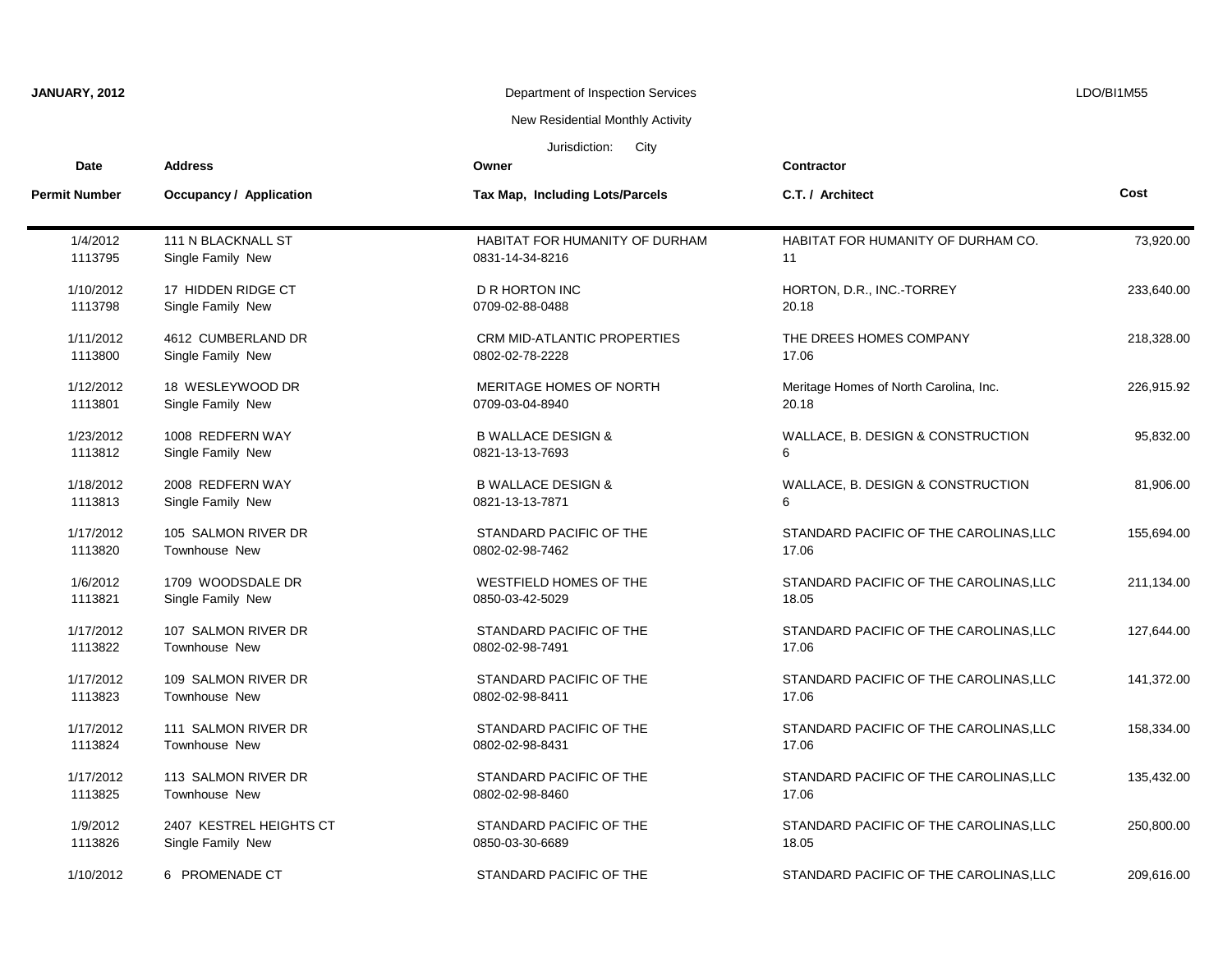**JANUARY, 2012**

Department of Inspection Services

New Residential Monthly Activity

Jurisdiction: City

LDO/BI1M55

| Date<br>Permit Number | Address<br>Occupancy / Application | Owner<br>Tax Map, Including Lots/Parcels | Contractor<br>C.T. / Architect | Cost |
|---|---|---|---|---|
| 1/4/2012<br>1113795 | 111 N BLACKNALL ST<br>Single Family New | HABITAT FOR HUMANITY OF DURHAM<br>0831-14-34-8216 | HABITAT FOR HUMANITY OF DURHAM CO.<br>11 | 73,920.00 |
| 1/10/2012<br>1113798 | 17 HIDDEN RIDGE CT<br>Single Family New | D R HORTON INC<br>0709-02-88-0488 | HORTON, D.R., INC.-TORREY<br>20.18 | 233,640.00 |
| 1/11/2012<br>1113800 | 4612 CUMBERLAND DR<br>Single Family New | CRM MID-ATLANTIC PROPERTIES<br>0802-02-78-2228 | THE DREES HOMES COMPANY<br>17.06 | 218,328.00 |
| 1/12/2012<br>1113801 | 18 WESLEYWOOD DR<br>Single Family New | MERITAGE HOMES OF NORTH<br>0709-03-04-8940 | Meritage Homes of North Carolina, Inc.<br>20.18 | 226,915.92 |
| 1/23/2012<br>1113812 | 1008 REDFERN WAY<br>Single Family New | B WALLACE DESIGN &<br>0821-13-13-7693 | WALLACE, B. DESIGN & CONSTRUCTION<br>6 | 95,832.00 |
| 1/18/2012<br>1113813 | 2008 REDFERN WAY<br>Single Family New | B WALLACE DESIGN &<br>0821-13-13-7871 | WALLACE, B. DESIGN & CONSTRUCTION<br>6 | 81,906.00 |
| 1/17/2012<br>1113820 | 105 SALMON RIVER DR<br>Townhouse New | STANDARD PACIFIC OF THE<br>0802-02-98-7462 | STANDARD PACIFIC OF THE CAROLINAS,LLC<br>17.06 | 155,694.00 |
| 1/6/2012<br>1113821 | 1709 WOODSDALE DR<br>Single Family New | WESTFIELD HOMES OF THE<br>0850-03-42-5029 | STANDARD PACIFIC OF THE CAROLINAS,LLC<br>18.05 | 211,134.00 |
| 1/17/2012<br>1113822 | 107 SALMON RIVER DR<br>Townhouse New | STANDARD PACIFIC OF THE<br>0802-02-98-7491 | STANDARD PACIFIC OF THE CAROLINAS,LLC<br>17.06 | 127,644.00 |
| 1/17/2012<br>1113823 | 109 SALMON RIVER DR<br>Townhouse New | STANDARD PACIFIC OF THE<br>0802-02-98-8411 | STANDARD PACIFIC OF THE CAROLINAS,LLC<br>17.06 | 141,372.00 |
| 1/17/2012<br>1113824 | 111 SALMON RIVER DR<br>Townhouse New | STANDARD PACIFIC OF THE<br>0802-02-98-8431 | STANDARD PACIFIC OF THE CAROLINAS,LLC<br>17.06 | 158,334.00 |
| 1/17/2012<br>1113825 | 113 SALMON RIVER DR<br>Townhouse New | STANDARD PACIFIC OF THE<br>0802-02-98-8460 | STANDARD PACIFIC OF THE CAROLINAS,LLC<br>17.06 | 135,432.00 |
| 1/9/2012<br>1113826 | 2407 KESTREL HEIGHTS CT<br>Single Family New | STANDARD PACIFIC OF THE<br>0850-03-30-6689 | STANDARD PACIFIC OF THE CAROLINAS,LLC<br>18.05 | 250,800.00 |
| 1/10/2012 | 6 PROMENADE CT | STANDARD PACIFIC OF THE | STANDARD PACIFIC OF THE CAROLINAS,LLC | 209,616.00 |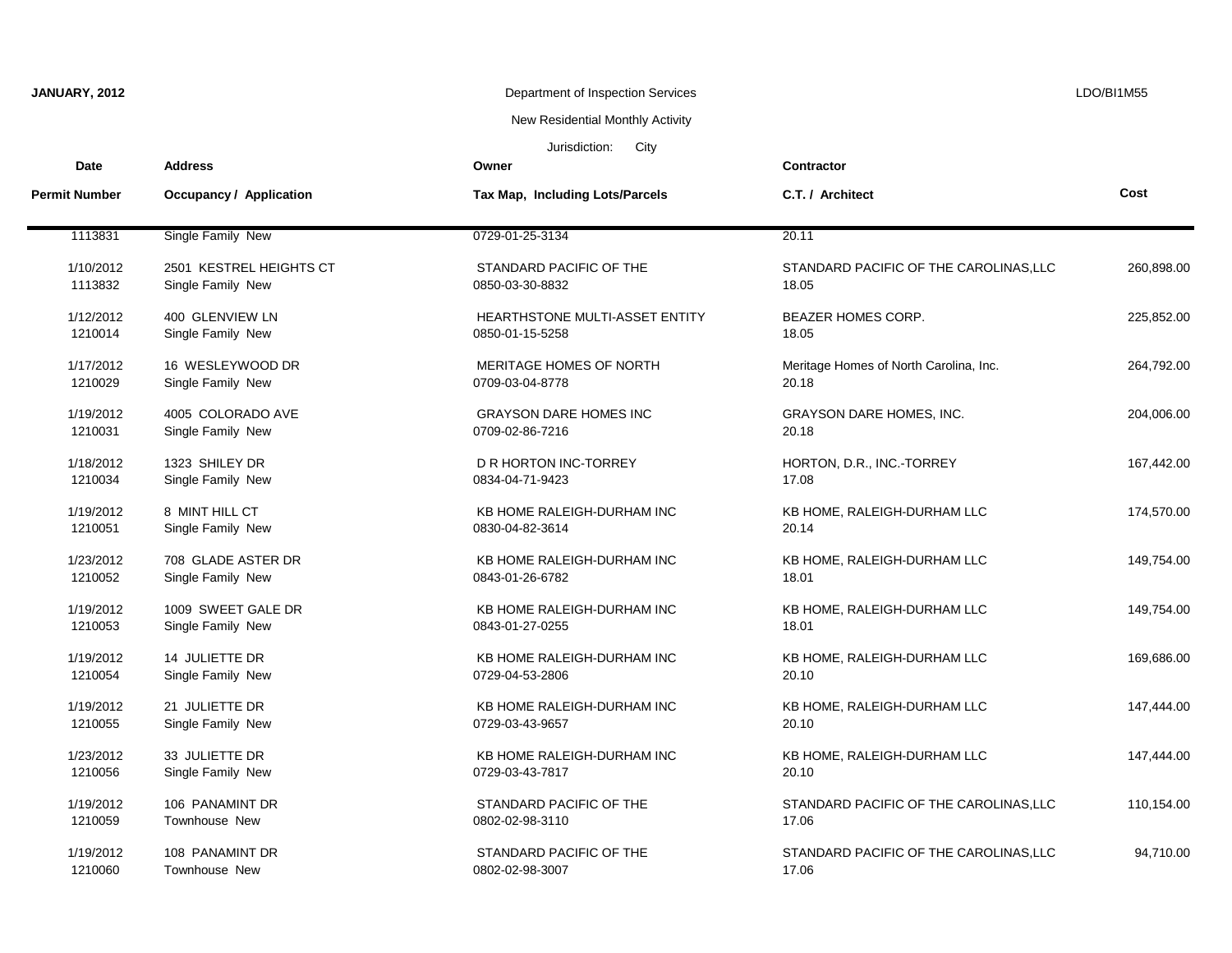**JANUARY, 2012** Department of Inspection Services LDO/BI1M55

New Residential Monthly Activity

Jurisdiction: City

| Date / Permit Number | Address / Occupancy / Application | Owner / Tax Map, Including Lots/Parcels | Contractor / C.T. / Architect | Cost |
|---|---|---|---|---|
| 1113831 | Single Family New | 0729-01-25-3134 | 20.11 | |
| 1/10/2012<br>1113832 | 2501 KESTREL HEIGHTS CT<br>Single Family New | STANDARD PACIFIC OF THE<br>0850-03-30-8832 | STANDARD PACIFIC OF THE CAROLINAS,LLC<br>18.05 | 260,898.00 |
| 1/12/2012<br>1210014 | 400 GLENVIEW LN<br>Single Family New | HEARTHSTONE MULTI-ASSET ENTITY<br>0850-01-15-5258 | BEAZER HOMES CORP.<br>18.05 | 225,852.00 |
| 1/17/2012<br>1210029 | 16 WESLEYWOOD DR<br>Single Family New | MERITAGE HOMES OF NORTH<br>0709-03-04-8778 | Meritage Homes of North Carolina, Inc.<br>20.18 | 264,792.00 |
| 1/19/2012<br>1210031 | 4005 COLORADO AVE<br>Single Family New | GRAYSON DARE HOMES INC<br>0709-02-86-7216 | GRAYSON DARE HOMES, INC.<br>20.18 | 204,006.00 |
| 1/18/2012<br>1210034 | 1323 SHILEY DR<br>Single Family New | D R HORTON INC-TORREY<br>0834-04-71-9423 | HORTON, D.R., INC.-TORREY<br>17.08 | 167,442.00 |
| 1/19/2012<br>1210051 | 8 MINT HILL CT<br>Single Family New | KB HOME RALEIGH-DURHAM INC<br>0830-04-82-3614 | KB HOME, RALEIGH-DURHAM LLC<br>20.14 | 174,570.00 |
| 1/23/2012<br>1210052 | 708 GLADE ASTER DR<br>Single Family New | KB HOME RALEIGH-DURHAM INC<br>0843-01-26-6782 | KB HOME, RALEIGH-DURHAM LLC<br>18.01 | 149,754.00 |
| 1/19/2012<br>1210053 | 1009 SWEET GALE DR<br>Single Family New | KB HOME RALEIGH-DURHAM INC<br>0843-01-27-0255 | KB HOME, RALEIGH-DURHAM LLC<br>18.01 | 149,754.00 |
| 1/19/2012<br>1210054 | 14 JULIETTE DR<br>Single Family New | KB HOME RALEIGH-DURHAM INC<br>0729-04-53-2806 | KB HOME, RALEIGH-DURHAM LLC<br>20.10 | 169,686.00 |
| 1/19/2012<br>1210055 | 21 JULIETTE DR<br>Single Family New | KB HOME RALEIGH-DURHAM INC<br>0729-03-43-9657 | KB HOME, RALEIGH-DURHAM LLC<br>20.10 | 147,444.00 |
| 1/23/2012<br>1210056 | 33 JULIETTE DR<br>Single Family New | KB HOME RALEIGH-DURHAM INC<br>0729-03-43-7817 | KB HOME, RALEIGH-DURHAM LLC<br>20.10 | 147,444.00 |
| 1/19/2012<br>1210059 | 106 PANAMINT DR<br>Townhouse New | STANDARD PACIFIC OF THE<br>0802-02-98-3110 | STANDARD PACIFIC OF THE CAROLINAS,LLC<br>17.06 | 110,154.00 |
| 1/19/2012<br>1210060 | 108 PANAMINT DR<br>Townhouse New | STANDARD PACIFIC OF THE<br>0802-02-98-3007 | STANDARD PACIFIC OF THE CAROLINAS,LLC<br>17.06 | 94,710.00 |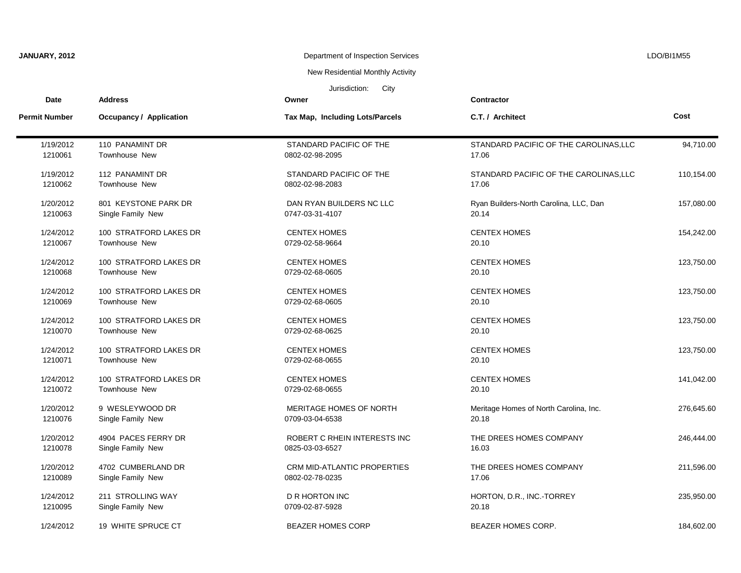**JANUARY, 2012**

Department of Inspection Services

New Residential Monthly Activity

Jurisdiction: City

LDO/BI1M55

| Date / Permit Number | Address / Occupancy / Application | Owner / Tax Map, Including Lots/Parcels | Contractor / C.T. / Architect | Cost |
|---|---|---|---|---|
| 1/19/2012<br>1210061 | 110 PANAMINT DR<br>Townhouse New | STANDARD PACIFIC OF THE<br>0802-02-98-2095 | STANDARD PACIFIC OF THE CAROLINAS,LLC<br>17.06 | 94,710.00 |
| 1/19/2012<br>1210062 | 112 PANAMINT DR<br>Townhouse New | STANDARD PACIFIC OF THE<br>0802-02-98-2083 | STANDARD PACIFIC OF THE CAROLINAS,LLC<br>17.06 | 110,154.00 |
| 1/20/2012<br>1210063 | 801 KEYSTONE PARK DR<br>Single Family New | DAN RYAN BUILDERS NC LLC<br>0747-03-31-4107 | Ryan Builders-North Carolina, LLC, Dan<br>20.14 | 157,080.00 |
| 1/24/2012<br>1210067 | 100 STRATFORD LAKES DR<br>Townhouse New | CENTEX HOMES<br>0729-02-58-9664 | CENTEX HOMES<br>20.10 | 154,242.00 |
| 1/24/2012<br>1210068 | 100 STRATFORD LAKES DR<br>Townhouse New | CENTEX HOMES<br>0729-02-68-0605 | CENTEX HOMES<br>20.10 | 123,750.00 |
| 1/24/2012<br>1210069 | 100 STRATFORD LAKES DR<br>Townhouse New | CENTEX HOMES<br>0729-02-68-0605 | CENTEX HOMES<br>20.10 | 123,750.00 |
| 1/24/2012<br>1210070 | 100 STRATFORD LAKES DR<br>Townhouse New | CENTEX HOMES<br>0729-02-68-0625 | CENTEX HOMES<br>20.10 | 123,750.00 |
| 1/24/2012<br>1210071 | 100 STRATFORD LAKES DR<br>Townhouse New | CENTEX HOMES<br>0729-02-68-0655 | CENTEX HOMES<br>20.10 | 123,750.00 |
| 1/24/2012<br>1210072 | 100 STRATFORD LAKES DR<br>Townhouse New | CENTEX HOMES<br>0729-02-68-0655 | CENTEX HOMES<br>20.10 | 141,042.00 |
| 1/20/2012<br>1210076 | 9 WESLEYWOOD DR<br>Single Family New | MERITAGE HOMES OF NORTH<br>0709-03-04-6538 | Meritage Homes of North Carolina, Inc.<br>20.18 | 276,645.60 |
| 1/20/2012<br>1210078 | 4904 PACES FERRY DR<br>Single Family New | ROBERT C RHEIN INTERESTS INC<br>0825-03-03-6527 | THE DREES HOMES COMPANY<br>16.03 | 246,444.00 |
| 1/20/2012<br>1210089 | 4702 CUMBERLAND DR<br>Single Family New | CRM MID-ATLANTIC PROPERTIES<br>0802-02-78-0235 | THE DREES HOMES COMPANY<br>17.06 | 211,596.00 |
| 1/24/2012<br>1210095 | 211 STROLLING WAY<br>Single Family New | D R HORTON INC<br>0709-02-87-5928 | HORTON, D.R., INC.-TORREY<br>20.18 | 235,950.00 |
| 1/24/2012 | 19 WHITE SPRUCE CT | BEAZER HOMES CORP | BEAZER HOMES CORP. | 184,602.00 |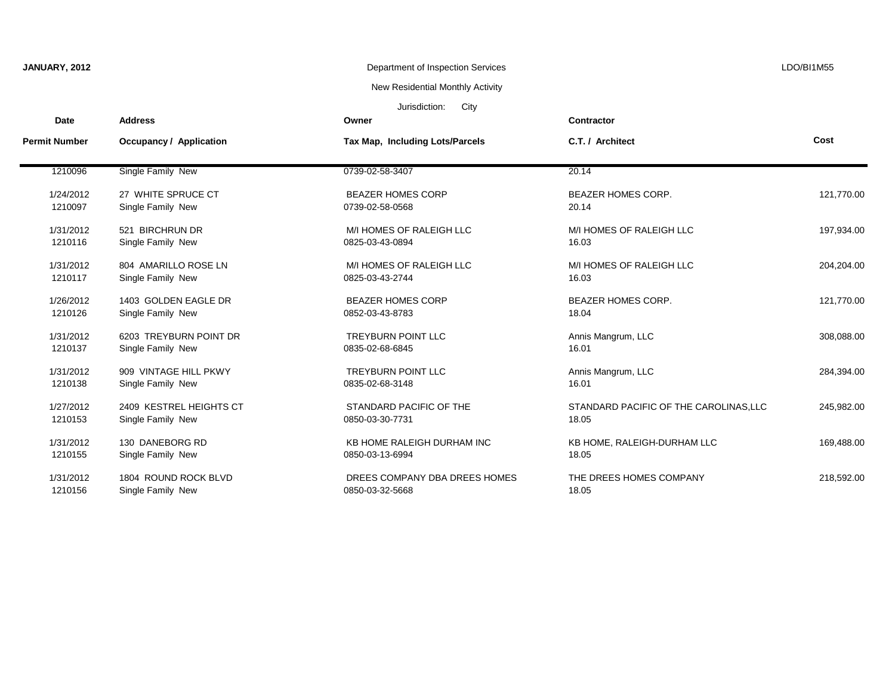**JANUARY, 2012** Department of Inspection Services LDO/BI1M55

New Residential Monthly Activity

Jurisdiction: City

| Date / Permit Number | Address / Occupancy / Application | Owner / Tax Map, Including Lots/Parcels | Contractor / C.T. / Architect | Cost |
|---|---|---|---|---|
| 1210096 | Single Family New | 0739-02-58-3407 | 20.14 | |
| 1/24/2012<br>1210097 | 27 WHITE SPRUCE CT<br>Single Family New | BEAZER HOMES CORP<br>0739-02-58-0568 | BEAZER HOMES CORP.<br>20.14 | 121,770.00 |
| 1/31/2012<br>1210116 | 521 BIRCHRUN DR<br>Single Family New | M/I HOMES OF RALEIGH LLC<br>0825-03-43-0894 | M/I HOMES OF RALEIGH LLC<br>16.03 | 197,934.00 |
| 1/31/2012<br>1210117 | 804 AMARILLO ROSE LN<br>Single Family New | M/I HOMES OF RALEIGH LLC<br>0825-03-43-2744 | M/I HOMES OF RALEIGH LLC<br>16.03 | 204,204.00 |
| 1/26/2012<br>1210126 | 1403 GOLDEN EAGLE DR<br>Single Family New | BEAZER HOMES CORP<br>0852-03-43-8783 | BEAZER HOMES CORP.<br>18.04 | 121,770.00 |
| 1/31/2012<br>1210137 | 6203 TREYBURN POINT DR<br>Single Family New | TREYBURN POINT LLC<br>0835-02-68-6845 | Annis Mangrum, LLC<br>16.01 | 308,088.00 |
| 1/31/2012<br>1210138 | 909 VINTAGE HILL PKWY<br>Single Family New | TREYBURN POINT LLC<br>0835-02-68-3148 | Annis Mangrum, LLC<br>16.01 | 284,394.00 |
| 1/27/2012<br>1210153 | 2409 KESTREL HEIGHTS CT<br>Single Family New | STANDARD PACIFIC OF THE<br>0850-03-30-7731 | STANDARD PACIFIC OF THE CAROLINAS,LLC<br>18.05 | 245,982.00 |
| 1/31/2012<br>1210155 | 130 DANEBORG RD<br>Single Family New | KB HOME RALEIGH DURHAM INC<br>0850-03-13-6994 | KB HOME, RALEIGH-DURHAM LLC<br>18.05 | 169,488.00 |
| 1/31/2012<br>1210156 | 1804 ROUND ROCK BLVD<br>Single Family New | DREES COMPANY DBA DREES HOMES<br>0850-03-32-5668 | THE DREES HOMES COMPANY<br>18.05 | 218,592.00 |